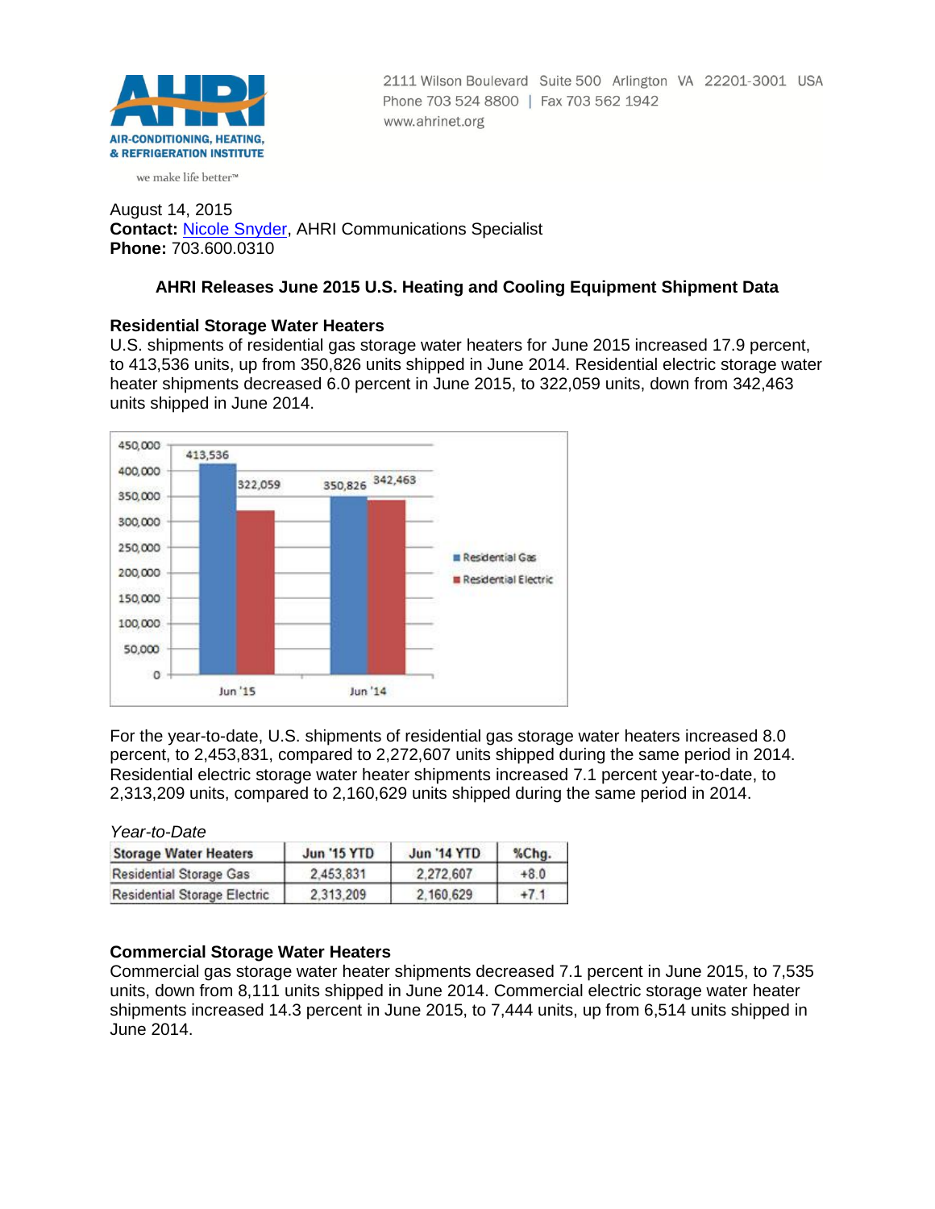AIR-CONDITIONING, HEATING, & REFRIGERATION INSTITUTE

we make life better™

2111 Wilson Boulevard Suite 500 Arlington VA 22201-3001 USA
Phone 703 524 8800 | Fax 703 562 1942
www.ahrinet.org

August 14, 2015
**Contact:** Nicole Snyder, AHRI Communications Specialist
**Phone:** 703.600.0310

## AHRI Releases June 2015 U.S. Heating and Cooling Equipment Shipment Data

### Residential Storage Water Heaters

U.S. shipments of residential gas storage water heaters for June 2015 increased 17.9 percent, to 413,536 units, up from 350,826 units shipped in June 2014. Residential electric storage water heater shipments decreased 6.0 percent in June 2015, to 322,059 units, down from 342,463 units shipped in June 2014.

| | Residential Gas | Residential Electric |
|---|---|---|
| Jun '15 | 413,536 | 322,059 |
| Jun '14 | 350,826 | 342,463 |

For the year-to-date, U.S. shipments of residential gas storage water heaters increased 8.0 percent, to 2,453,831, compared to 2,272,607 units shipped during the same period in 2014. Residential electric storage water heater shipments increased 7.1 percent year-to-date, to 2,313,209 units, compared to 2,160,629 units shipped during the same period in 2014.

*Year-to-Date*

| Storage Water Heaters | Jun '15 YTD | Jun '14 YTD | %Chg. |
|---|---|---|---|
| Residential Storage Gas | 2,453,831 | 2,272,607 | +8.0 |
| Residential Storage Electric | 2,313,209 | 2,160,629 | +7.1 |

### Commercial Storage Water Heaters

Commercial gas storage water heater shipments decreased 7.1 percent in June 2015, to 7,535 units, down from 8,111 units shipped in June 2014. Commercial electric storage water heater shipments increased 14.3 percent in June 2015, to 7,444 units, up from 6,514 units shipped in June 2014.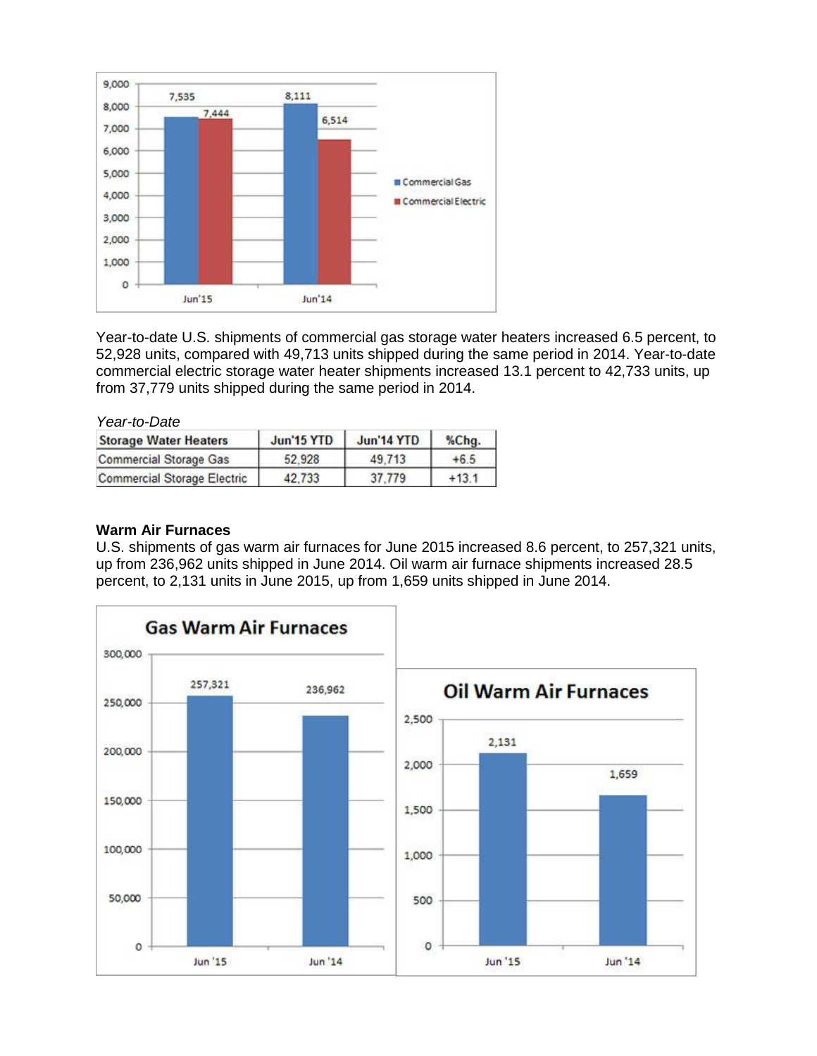Year-to-date U.S. shipments of commercial gas storage water heaters increased 6.5 percent, to 52,928 units, compared with 49,713 units shipped during the same period in 2014. Year-to-date commercial electric storage water heater shipments increased 13.1 percent to 42,733 units, up from 37,779 units shipped during the same period in 2014.

*Year-to-Date*

| Storage Water Heaters | Jun'15 YTD | Jun'14 YTD | %Chg. |
|---|---|---|---|
| Commercial Storage Gas | 52,928 | 49,713 | +6.5 |
| Commercial Storage Electric | 42,733 | 37,779 | +13.1 |

**Warm Air Furnaces**

U.S. shipments of gas warm air furnaces for June 2015 increased 8.6 percent, to 257,321 units, up from 236,962 units shipped in June 2014. Oil warm air furnace shipments increased 28.5 percent, to 2,131 units in June 2015, up from 1,659 units shipped in June 2014.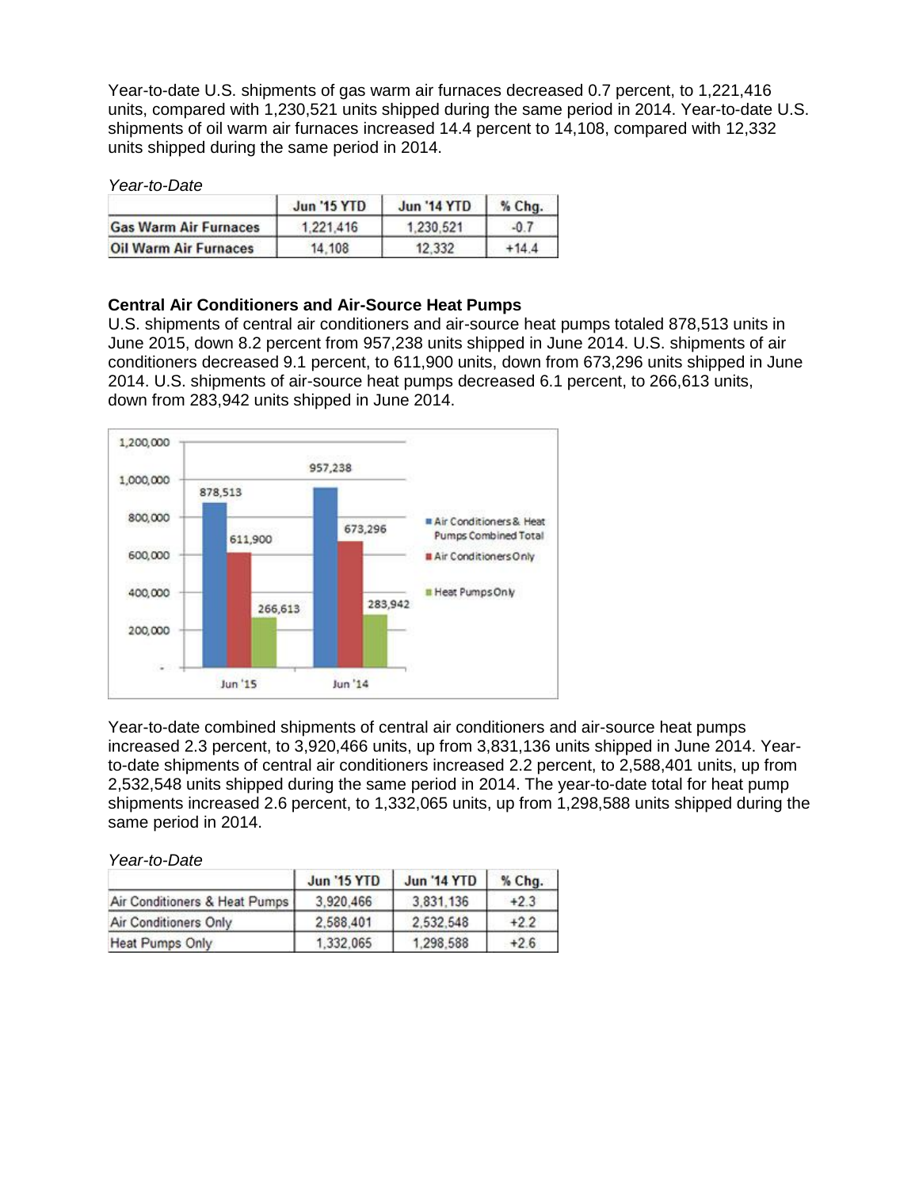Year-to-date U.S. shipments of gas warm air furnaces decreased 0.7 percent, to 1,221,416 units, compared with 1,230,521 units shipped during the same period in 2014. Year-to-date U.S. shipments of oil warm air furnaces increased 14.4 percent to 14,108, compared with 12,332 units shipped during the same period in 2014.

*Year-to-Date*

| | Jun '15 YTD | Jun '14 YTD | % Chg. |
|---|---|---|---|
| Gas Warm Air Furnaces | 1,221,416 | 1,230,521 | -0.7 |
| Oil Warm Air Furnaces | 14,108 | 12,332 | +14.4 |

**Central Air Conditioners and Air-Source Heat Pumps**

U.S. shipments of central air conditioners and air-source heat pumps totaled 878,513 units in June 2015, down 8.2 percent from 957,238 units shipped in June 2014. U.S. shipments of air conditioners decreased 9.1 percent, to 611,900 units, down from 673,296 units shipped in June 2014. U.S. shipments of air-source heat pumps decreased 6.1 percent, to 266,613 units, down from 283,942 units shipped in June 2014.

| | Jun '15 | Jun '14 |
|---|---|---|
| Air Conditioners & Heat Pumps Combined Total | 878,513 | 957,238 |
| Air Conditioners Only | 611,900 | 673,296 |
| Heat Pumps Only | 266,613 | 283,942 |

Year-to-date combined shipments of central air conditioners and air-source heat pumps increased 2.3 percent, to 3,920,466 units, up from 3,831,136 units shipped in June 2014. Year-to-date shipments of central air conditioners increased 2.2 percent, to 2,588,401 units, up from 2,532,548 units shipped during the same period in 2014. The year-to-date total for heat pump shipments increased 2.6 percent, to 1,332,065 units, up from 1,298,588 units shipped during the same period in 2014.

*Year-to-Date*

| | Jun '15 YTD | Jun '14 YTD | % Chg. |
|---|---|---|---|
| Air Conditioners & Heat Pumps | 3,920,466 | 3,831,136 | +2.3 |
| Air Conditioners Only | 2,588,401 | 2,532,548 | +2.2 |
| Heat Pumps Only | 1,332,065 | 1,298,588 | +2.6 |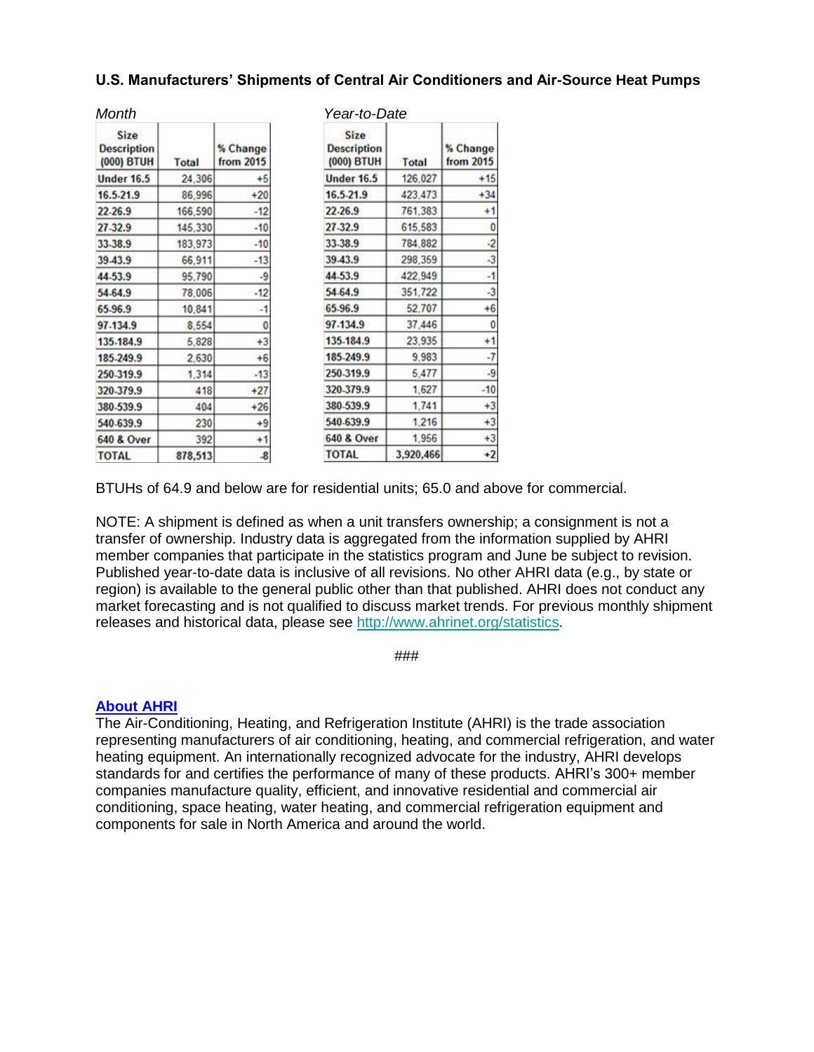**U.S. Manufacturers' Shipments of Central Air Conditioners and Air-Source Heat Pumps**

*Month*

| Size Description (000) BTUH | Total | % Change from 2015 |
|---|---|---|
| Under 16.5 | 24,306 | +5 |
| 16.5-21.9 | 86,996 | +20 |
| 22-26.9 | 166,590 | -12 |
| 27-32.9 | 145,330 | -10 |
| 33-38.9 | 183,973 | -10 |
| 39-43.9 | 66,911 | -13 |
| 44-53.9 | 95,790 | -9 |
| 54-64.9 | 78,006 | -12 |
| 65-96.9 | 10,841 | -1 |
| 97-134.9 | 8,554 | 0 |
| 135-184.9 | 5,828 | +3 |
| 185-249.9 | 2,630 | +6 |
| 250-319.9 | 1,314 | -13 |
| 320-379.9 | 418 | +27 |
| 380-539.9 | 404 | +26 |
| 540-639.9 | 230 | +9 |
| 640 & Over | 392 | +1 |
| TOTAL | 878,513 | -8 |

*Year-to-Date*

| Size Description (000) BTUH | Total | % Change from 2015 |
|---|---|---|
| Under 16.5 | 126,027 | +15 |
| 16.5-21.9 | 423,473 | +34 |
| 22-26.9 | 761,383 | +1 |
| 27-32.9 | 615,583 | 0 |
| 33-38.9 | 784,882 | -2 |
| 39-43.9 | 298,359 | -3 |
| 44-53.9 | 422,949 | -1 |
| 54-64.9 | 351,722 | -3 |
| 65-96.9 | 52,707 | +6 |
| 97-134.9 | 37,446 | 0 |
| 135-184.9 | 23,935 | +1 |
| 185-249.9 | 9,983 | -7 |
| 250-319.9 | 5,477 | -9 |
| 320-379.9 | 1,627 | -10 |
| 380-539.9 | 1,741 | +3 |
| 540-639.9 | 1,216 | +3 |
| 640 & Over | 1,956 | +3 |
| TOTAL | 3,920,466 | +2 |

BTUHs of 64.9 and below are for residential units; 65.0 and above for commercial.

NOTE: A shipment is defined as when a unit transfers ownership; a consignment is not a transfer of ownership. Industry data is aggregated from the information supplied by AHRI member companies that participate in the statistics program and June be subject to revision. Published year-to-date data is inclusive of all revisions. No other AHRI data (e.g., by state or region) is available to the general public other than that published. AHRI does not conduct any market forecasting and is not qualified to discuss market trends. For previous monthly shipment releases and historical data, please see http://www.ahrinet.org/statistics.

###

**About AHRI**

The Air-Conditioning, Heating, and Refrigeration Institute (AHRI) is the trade association representing manufacturers of air conditioning, heating, and commercial refrigeration, and water heating equipment. An internationally recognized advocate for the industry, AHRI develops standards for and certifies the performance of many of these products. AHRI's 300+ member companies manufacture quality, efficient, and innovative residential and commercial air conditioning, space heating, water heating, and commercial refrigeration equipment and components for sale in North America and around the world.